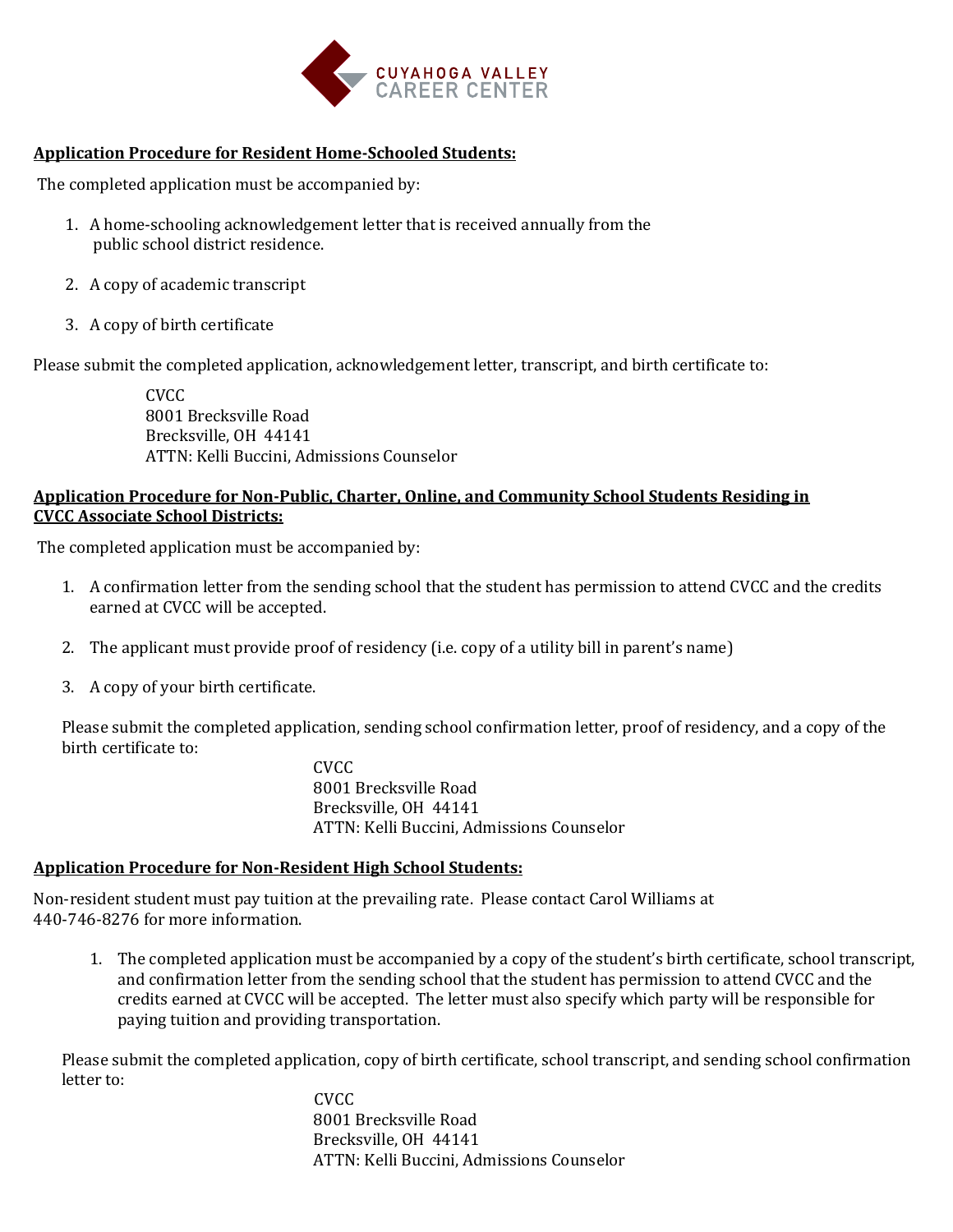CUYAHOGA VALLEY CAREER CENTER

**Application Procedure for Resident Home-Schooled Students:**

The completed application must be accompanied by:

1. A home-schooling acknowledgement letter that is received annually from the public school district residence.

2. A copy of academic transcript

3. A copy of birth certificate

Please submit the completed application, acknowledgement letter, transcript, and birth certificate to:

CVCC
8001 Brecksville Road
Brecksville, OH 44141
ATTN: Kelli Buccini, Admissions Counselor

**Application Procedure for Non-Public, Charter, Online, and Community School Students Residing in CVCC Associate School Districts:**

The completed application must be accompanied by:

1. A confirmation letter from the sending school that the student has permission to attend CVCC and the credits earned at CVCC will be accepted.

2. The applicant must provide proof of residency (i.e. copy of a utility bill in parent's name)

3. A copy of your birth certificate.

Please submit the completed application, sending school confirmation letter, proof of residency, and a copy of the birth certificate to:

CVCC
8001 Brecksville Road
Brecksville, OH 44141
ATTN: Kelli Buccini, Admissions Counselor

**Application Procedure for Non-Resident High School Students:**

Non-resident student must pay tuition at the prevailing rate. Please contact Carol Williams at 440-746-8276 for more information.

1. The completed application must be accompanied by a copy of the student's birth certificate, school transcript, and confirmation letter from the sending school that the student has permission to attend CVCC and the credits earned at CVCC will be accepted. The letter must also specify which party will be responsible for paying tuition and providing transportation.

Please submit the completed application, copy of birth certificate, school transcript, and sending school confirmation letter to:

CVCC
8001 Brecksville Road
Brecksville, OH 44141
ATTN: Kelli Buccini, Admissions Counselor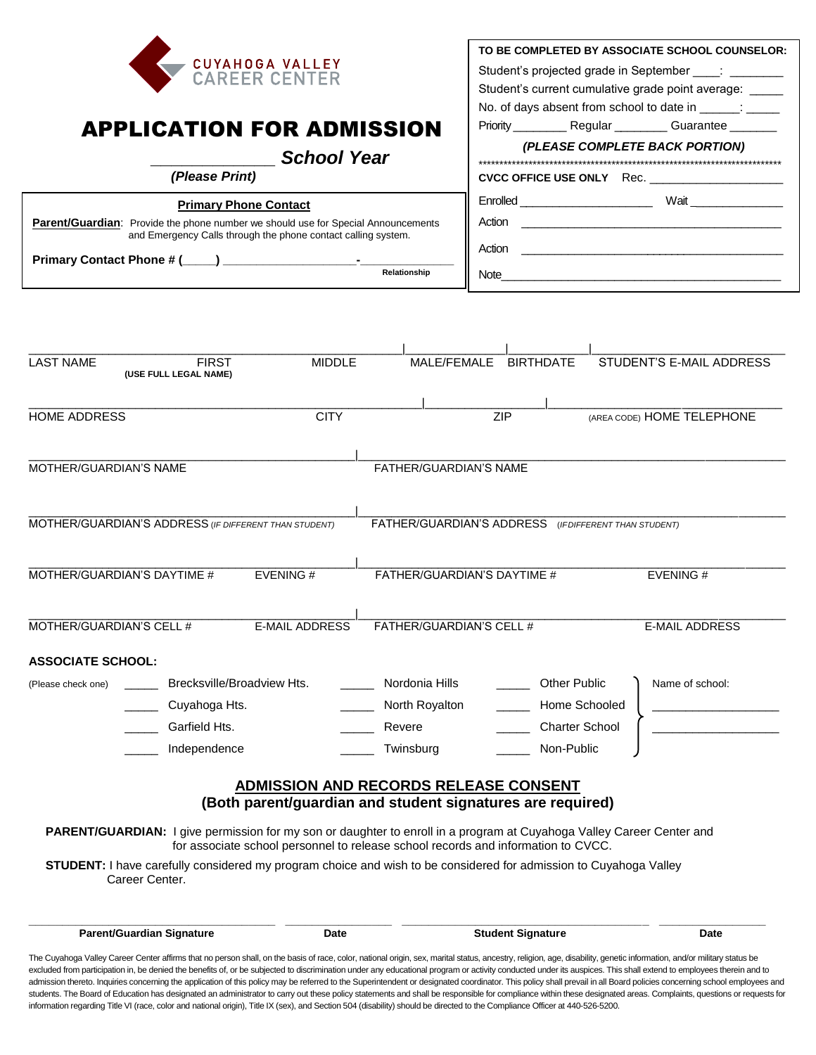CUYAHOGA VALLEY CAREER CENTER

# APPLICATION FOR ADMISSION

______________ ***School Year***

***(Please Print)***

**Primary Phone Contact**

**Parent/Guardian**: Provide the phone number we should use for Special Announcements and Emergency Calls through the phone contact calling system.

**Primary Contact Phone # (____) __________________-______________**

Relationship

**TO BE COMPLETED BY ASSOCIATE SCHOOL COUNSELOR:**

Student's projected grade in September ____: ________

Student's current cumulative grade point average: _____

No. of days absent from school to date in ______: _____

Priority ________ Regular ________ Guarantee _______

***(PLEASE COMPLETE BACK PORTION)***

**CVCC OFFICE USE ONLY** Rec. ____________________

Enrolled ____________________ Wait ______________

Action ________________________________________

Action ________________________________________

Note___________________________________________

_______________________________________________|______________|____________|______________________

LAST NAME FIRST **(USE FULL LEGAL NAME)** MIDDLE | MALE/FEMALE | BIRTHDATE | STUDENT'S E-MAIL ADDRESS

_______________________________________________|________________|______________________

HOME ADDRESS CITY | ZIP | (AREA CODE) HOME TELEPHONE

_______________________________________________|_______________________________________________

MOTHER/GUARDIAN'S NAME | FATHER/GUARDIAN'S NAME

_______________________________________________|_______________________________________________

MOTHER/GUARDIAN'S ADDRESS *(IF DIFFERENT THAN STUDENT)* | FATHER/GUARDIAN'S ADDRESS *(IF DIFFERENT THAN STUDENT)*

_______________________________________________|_______________________________________________

MOTHER/GUARDIAN'S DAYTIME # EVENING # | FATHER/GUARDIAN'S DAYTIME # EVENING #

_______________________________________________|_______________________________________________

MOTHER/GUARDIAN'S CELL # E-MAIL ADDRESS | FATHER/GUARDIAN'S CELL # E-MAIL ADDRESS

**ASSOCIATE SCHOOL:**

(Please check one)

_____ Brecksville/Broadview Hts.
_____ Cuyahoga Hts.
_____ Garfield Hts.
_____ Independence
_____ Nordonia Hills
_____ North Royalton
_____ Revere
_____ Twinsburg
_____ Other Public
_____ Home Schooled
_____ Charter School
_____ Non-Public

Name of school: ____________________ ____________________

## ADMISSION AND RECORDS RELEASE CONSENT

**(Both parent/guardian and student signatures are required)**

**PARENT/GUARDIAN:** I give permission for my son or daughter to enroll in a program at Cuyahoga Valley Career Center and for associate school personnel to release school records and information to CVCC.

**STUDENT:** I have carefully considered my program choice and wish to be considered for admission to Cuyahoga Valley Career Center.

______________________________ ______________ ______________________________ ______________

**Parent/Guardian Signature** **Date** **Student Signature** **Date**

The Cuyahoga Valley Career Center affirms that no person shall, on the basis of race, color, national origin, sex, marital status, ancestry, religion, age, disability, genetic information, and/or military status be excluded from participation in, be denied the benefits of, or be subjected to discrimination under any educational program or activity conducted under its auspices. This shall extend to employees therein and to admission thereto. Inquiries concerning the application of this policy may be referred to the Superintendent or designated coordinator. This policy shall prevail in all Board policies concerning school employees and students. The Board of Education has designated an administrator to carry out these policy statements and shall be responsible for compliance within these designated areas. Complaints, questions or requests for information regarding Title VI (race, color and national origin), Title IX (sex), and Section 504 (disability) should be directed to the Compliance Officer at 440-526-5200.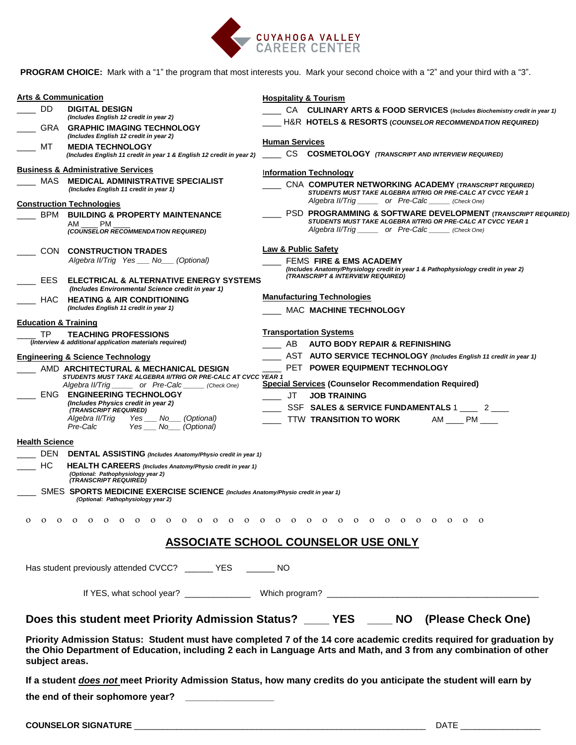**CUYAHOGA VALLEY CAREER CENTER**

**PROGRAM CHOICE:** Mark with a “1” the program that most interests you. Mark your second choice with a “2” and your third with a “3”.

**Arts & Communication**

____ DD **DIGITAL DESIGN**
*(Includes English 12 credit in year 2)*

____ GRA **GRAPHIC IMAGING TECHNOLOGY**
*(Includes English 12 credit in year 2)*

____ MT **MEDIA TECHNOLOGY**
*(Includes English 11 credit in year 1 & English 12 credit in year 2)*

**Business & Administrative Services**

____ MAS **MEDICAL ADMINISTRATIVE SPECIALIST**
*(Includes English 11 credit in year 1)*

**Construction Technologies**

____ BPM **BUILDING & PROPERTY MAINTENANCE**
AM ____ PM ____
*(COUNSELOR RECOMMENDATION REQUIRED)*

____ CON **CONSTRUCTION TRADES**
*Algebra II/Trig Yes ___ No___ (Optional)*

____ EES **ELECTRICAL & ALTERNATIVE ENERGY SYSTEMS**
*(Includes Environmental Science credit in year 1)*

____ HAC **HEATING & AIR CONDITIONING**
*(Includes English 11 credit in year 1)*

**Education & Training**

____ TP **TEACHING PROFESSIONS**
*(Interview & additional application materials required)*

**Engineering & Science Technology**

____ AMD **ARCHITECTURAL & MECHANICAL DESIGN**
*STUDENTS MUST TAKE ALGEBRA II/TRIG OR PRE-CALC AT CVCC YEAR 1*
*Algebra II/Trig _____ or Pre-Calc _____ (Check One)*

____ ENG **ENGINEERING TECHNOLOGY**
*(Includes Physics credit in year 2)*
*(TRANSCRIPT REQUIRED)*
*Algebra II/Trig Yes ___ No___ (Optional)*
*Pre-Calc Yes ___ No___ (Optional)*

**Health Science**

____ DEN **DENTAL ASSISTING** *(Includes Anatomy/Physio credit in year 1)*

____ HC **HEALTH CAREERS** *(Includes Anatomy/Physio credit in year 1)*
*(Optional: Pathophysiology year 2)*
*(TRANSCRIPT REQUIRED)*

____ SMES **SPORTS MEDICINE EXERCISE SCIENCE** *(Includes Anatomy/Physio credit in year 1)*
*(Optional: Pathophysiology year 2)*

**Hospitality & Tourism**

____ CA **CULINARY ARTS & FOOD SERVICES** *(Includes Biochemistry credit in year 1)*

____ H&R **HOTELS & RESORTS** *(COUNSELOR RECOMMENDATION REQUIRED)*

**Human Services**

____ CS **COSMETOLOGY** *(TRANSCRIPT AND INTERVIEW REQUIRED)*

**Information Technology**

____ CNA **COMPUTER NETWORKING ACADEMY** *(TRANSCRIPT REQUIRED)*
*STUDENTS MUST TAKE ALGEBRA II/TRIG OR PRE-CALC AT CVCC YEAR 1*
*Algebra II/Trig _____ or Pre-Calc _____ (Check One)*

____ PSD **PROGRAMMING & SOFTWARE DEVELOPMENT** *(TRANSCRIPT REQUIRED)*
*STUDENTS MUST TAKE ALGEBRA II/TRIG OR PRE-CALC AT CVCC YEAR 1*
*Algebra II/Trig _____ or Pre-Calc _____ (Check One)*

**Law & Public Safety**

____ FEMS **FIRE & EMS ACADEMY**
*(Includes Anatomy/Physiology credit in year 1 & Pathophysiology credit in year 2)*
*(TRANSCRIPT & INTERVIEW REQUIRED)*

**Manufacturing Technologies**

____ MAC **MACHINE TECHNOLOGY**

**Transportation Systems**

____ AB **AUTO BODY REPAIR & REFINISHING**

____ AST **AUTO SERVICE TECHNOLOGY** *(Includes English 11 credit in year 1)*

____ PET **POWER EQUIPMENT TECHNOLOGY**

**Special Services (Counselor Recommendation Required)**

____ JT **JOB TRAINING**

____ SSF **SALES & SERVICE FUNDAMENTALS** 1 ____ 2 ____

____ TTW **TRANSITION TO WORK** AM ____ PM ____

o o o o o o o o o o o o o o o o o o o o o o o o o o o o o o o

## ASSOCIATE SCHOOL COUNSELOR USE ONLY

Has student previously attended CVCC? ______ YES ______ NO

If YES, what school year? ______________ Which program? ____________________________________________

**Does this student meet Priority Admission Status? ____ YES ____ NO (Please Check One)**

**Priority Admission Status: Student must have completed 7 of the 14 core academic credits required for graduation by the Ohio Department of Education, including 2 each in Language Arts and Math, and 3 from any combination of other subject areas.**

**If a student *does not* meet Priority Admission Status, how many credits do you anticipate the student will earn by the end of their sophomore year? _________________**

**COUNSELOR SIGNATURE** ____________________________________________________________ DATE ________________